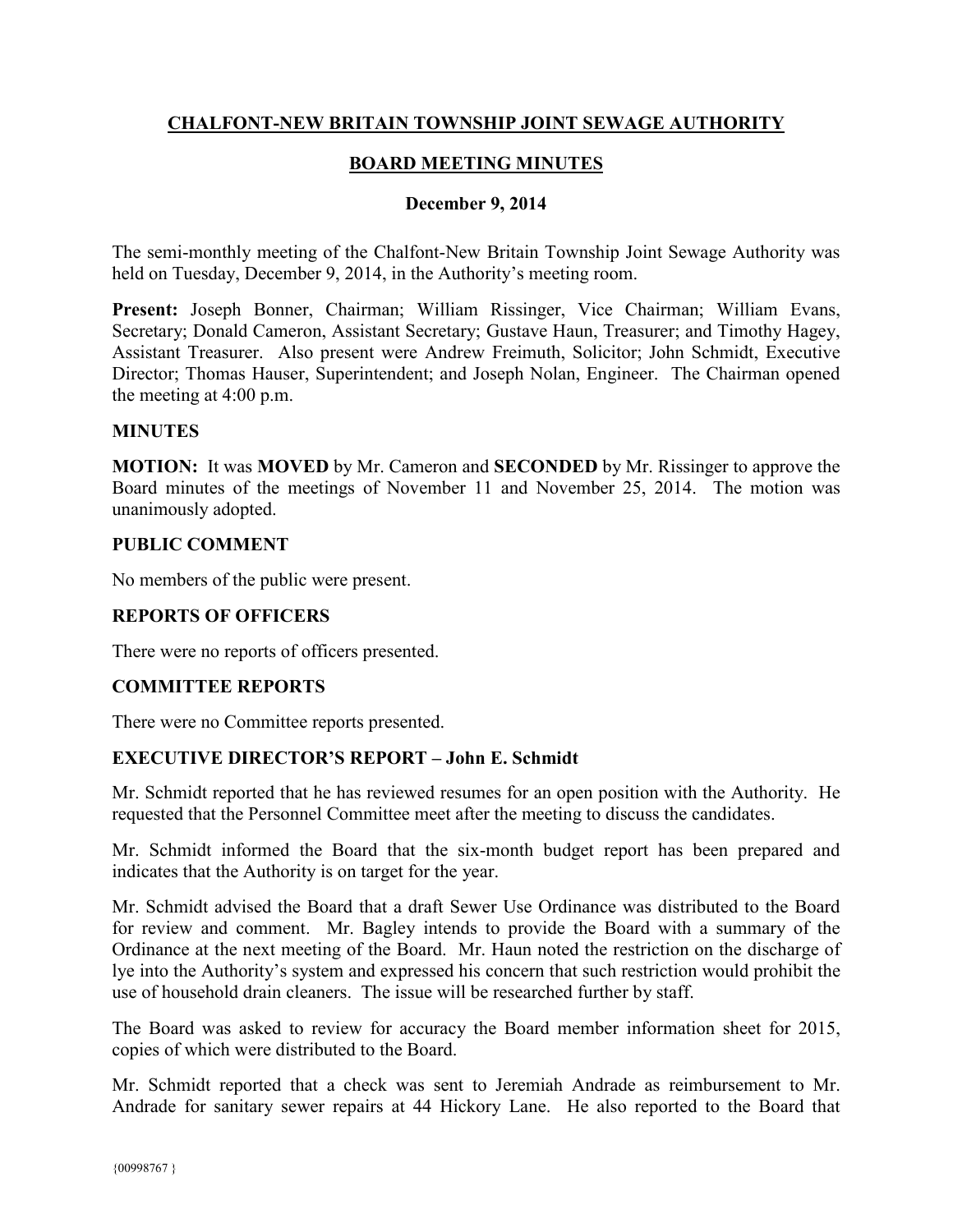# CHALFONT-NEW BRITAIN TOWNSHIP JOINT SEWAGE AUTHORITY

## BOARD MEETING MINUTES

### December 9, 2014

The semi-monthly meeting of the Chalfont-New Britain Township Joint Sewage Authority was held on Tuesday, December 9, 2014, in the Authority's meeting room.

**Present:** Joseph Bonner, Chairman; William Rissinger, Vice Chairman; William Evans, Secretary; Donald Cameron, Assistant Secretary; Gustave Haun, Treasurer; and Timothy Hagey, Assistant Treasurer. Also present were Andrew Freimuth, Solicitor; John Schmidt, Executive Director; Thomas Hauser, Superintendent; and Joseph Nolan, Engineer. The Chairman opened the meeting at 4:00 p.m.

**MINUTES**

**MOTION:** It was **MOVED** by Mr. Cameron and **SECONDED** by Mr. Rissinger to approve the Board minutes of the meetings of November 11 and November 25, 2014. The motion was unanimously adopted.

**PUBLIC COMMENT**

No members of the public were present.

**REPORTS OF OFFICERS**

There were no reports of officers presented.

**COMMITTEE REPORTS**

There were no Committee reports presented.

**EXECUTIVE DIRECTOR'S REPORT – John E. Schmidt**

Mr. Schmidt reported that he has reviewed resumes for an open position with the Authority. He requested that the Personnel Committee meet after the meeting to discuss the candidates.

Mr. Schmidt informed the Board that the six-month budget report has been prepared and indicates that the Authority is on target for the year.

Mr. Schmidt advised the Board that a draft Sewer Use Ordinance was distributed to the Board for review and comment. Mr. Bagley intends to provide the Board with a summary of the Ordinance at the next meeting of the Board. Mr. Haun noted the restriction on the discharge of lye into the Authority's system and expressed his concern that such restriction would prohibit the use of household drain cleaners. The issue will be researched further by staff.

The Board was asked to review for accuracy the Board member information sheet for 2015, copies of which were distributed to the Board.

Mr. Schmidt reported that a check was sent to Jeremiah Andrade as reimbursement to Mr. Andrade for sanitary sewer repairs at 44 Hickory Lane. He also reported to the Board that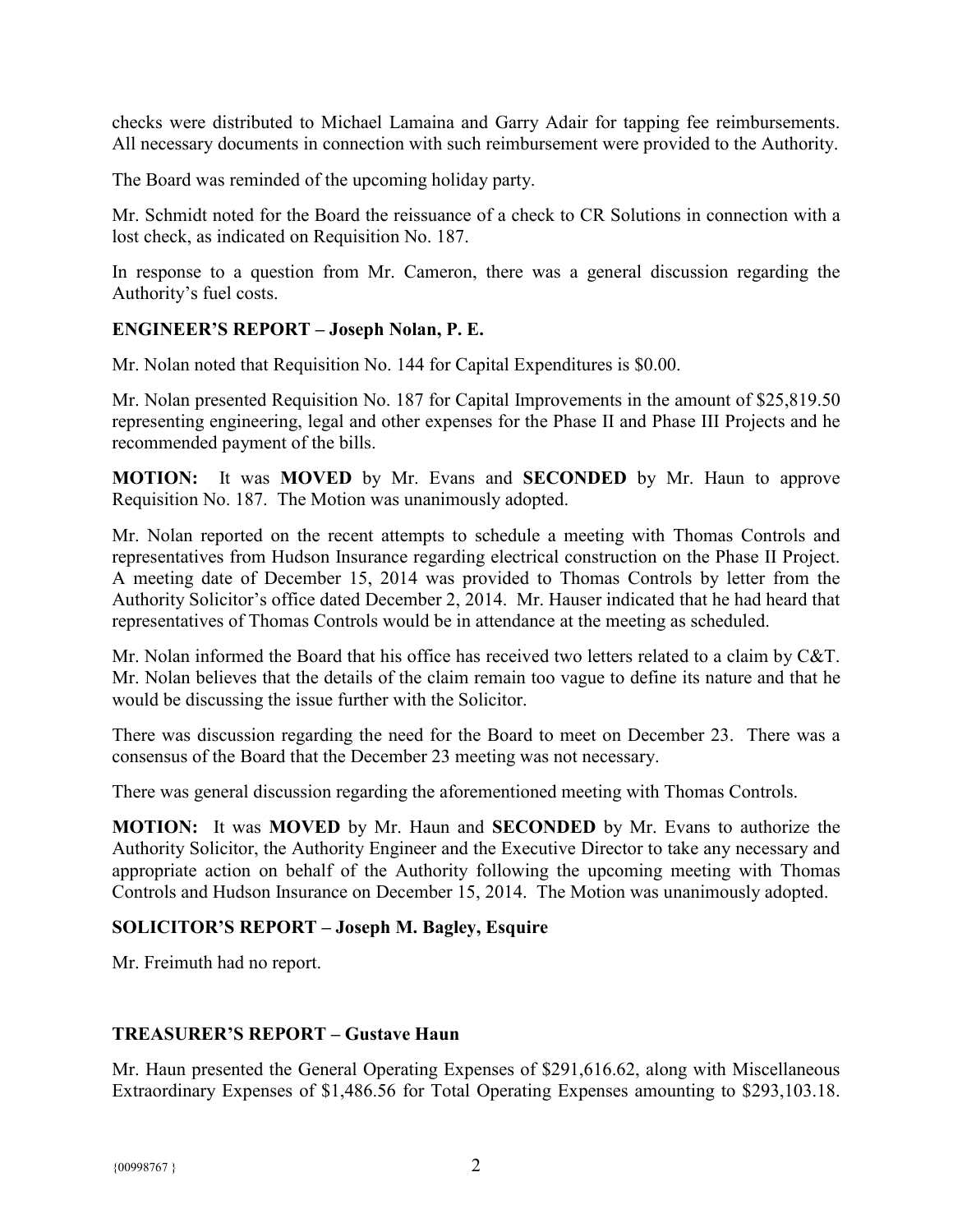checks were distributed to Michael Lamaina and Garry Adair for tapping fee reimbursements. All necessary documents in connection with such reimbursement were provided to the Authority.

The Board was reminded of the upcoming holiday party.

Mr. Schmidt noted for the Board the reissuance of a check to CR Solutions in connection with a lost check, as indicated on Requisition No. 187.

In response to a question from Mr. Cameron, there was a general discussion regarding the Authority's fuel costs.

## ENGINEER'S REPORT – Joseph Nolan, P. E.

Mr. Nolan noted that Requisition No. 144 for Capital Expenditures is $0.00.

Mr. Nolan presented Requisition No. 187 for Capital Improvements in the amount of $25,819.50 representing engineering, legal and other expenses for the Phase II and Phase III Projects and he recommended payment of the bills.

**MOTION:** It was **MOVED** by Mr. Evans and **SECONDED** by Mr. Haun to approve Requisition No. 187. The Motion was unanimously adopted.

Mr. Nolan reported on the recent attempts to schedule a meeting with Thomas Controls and representatives from Hudson Insurance regarding electrical construction on the Phase II Project. A meeting date of December 15, 2014 was provided to Thomas Controls by letter from the Authority Solicitor's office dated December 2, 2014. Mr. Hauser indicated that he had heard that representatives of Thomas Controls would be in attendance at the meeting as scheduled.

Mr. Nolan informed the Board that his office has received two letters related to a claim by C&T. Mr. Nolan believes that the details of the claim remain too vague to define its nature and that he would be discussing the issue further with the Solicitor.

There was discussion regarding the need for the Board to meet on December 23. There was a consensus of the Board that the December 23 meeting was not necessary.

There was general discussion regarding the aforementioned meeting with Thomas Controls.

**MOTION:** It was **MOVED** by Mr. Haun and **SECONDED** by Mr. Evans to authorize the Authority Solicitor, the Authority Engineer and the Executive Director to take any necessary and appropriate action on behalf of the Authority following the upcoming meeting with Thomas Controls and Hudson Insurance on December 15, 2014. The Motion was unanimously adopted.

## SOLICITOR'S REPORT – Joseph M. Bagley, Esquire

Mr. Freimuth had no report.

## TREASURER'S REPORT – Gustave Haun

Mr. Haun presented the General Operating Expenses of $291,616.62, along with Miscellaneous Extraordinary Expenses of $1,486.56 for Total Operating Expenses amounting to $293,103.18.

{00998767 }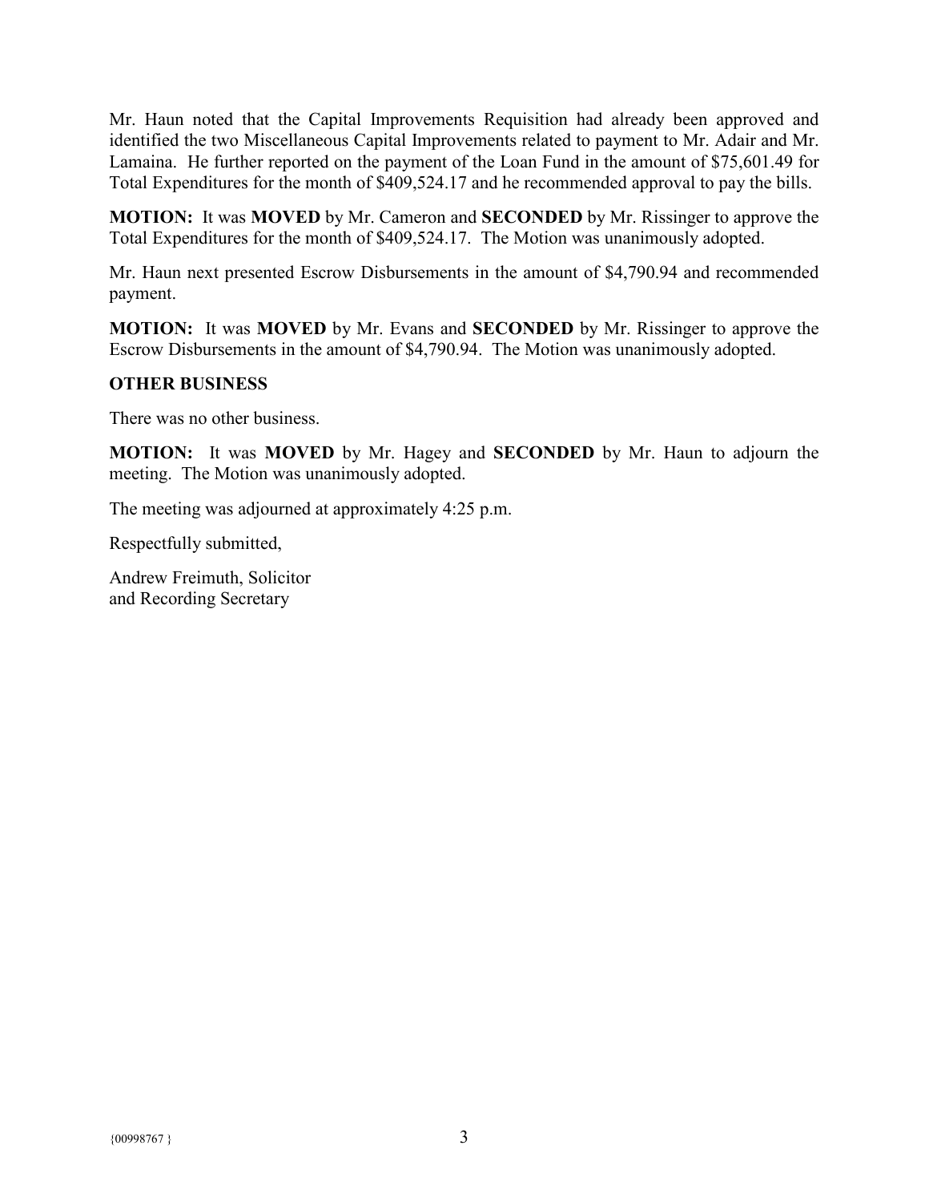Mr. Haun noted that the Capital Improvements Requisition had already been approved and identified the two Miscellaneous Capital Improvements related to payment to Mr. Adair and Mr. Lamaina. He further reported on the payment of the Loan Fund in the amount of $75,601.49 for Total Expenditures for the month of $409,524.17 and he recommended approval to pay the bills.

**MOTION:** It was **MOVED** by Mr. Cameron and **SECONDED** by Mr. Rissinger to approve the Total Expenditures for the month of $409,524.17. The Motion was unanimously adopted.

Mr. Haun next presented Escrow Disbursements in the amount of $4,790.94 and recommended payment.

**MOTION:** It was **MOVED** by Mr. Evans and **SECONDED** by Mr. Rissinger to approve the Escrow Disbursements in the amount of $4,790.94. The Motion was unanimously adopted.

**OTHER BUSINESS**

There was no other business.

**MOTION:** It was **MOVED** by Mr. Hagey and **SECONDED** by Mr. Haun to adjourn the meeting. The Motion was unanimously adopted.

The meeting was adjourned at approximately 4:25 p.m.

Respectfully submitted,

Andrew Freimuth, Solicitor
and Recording Secretary

{00998767 }